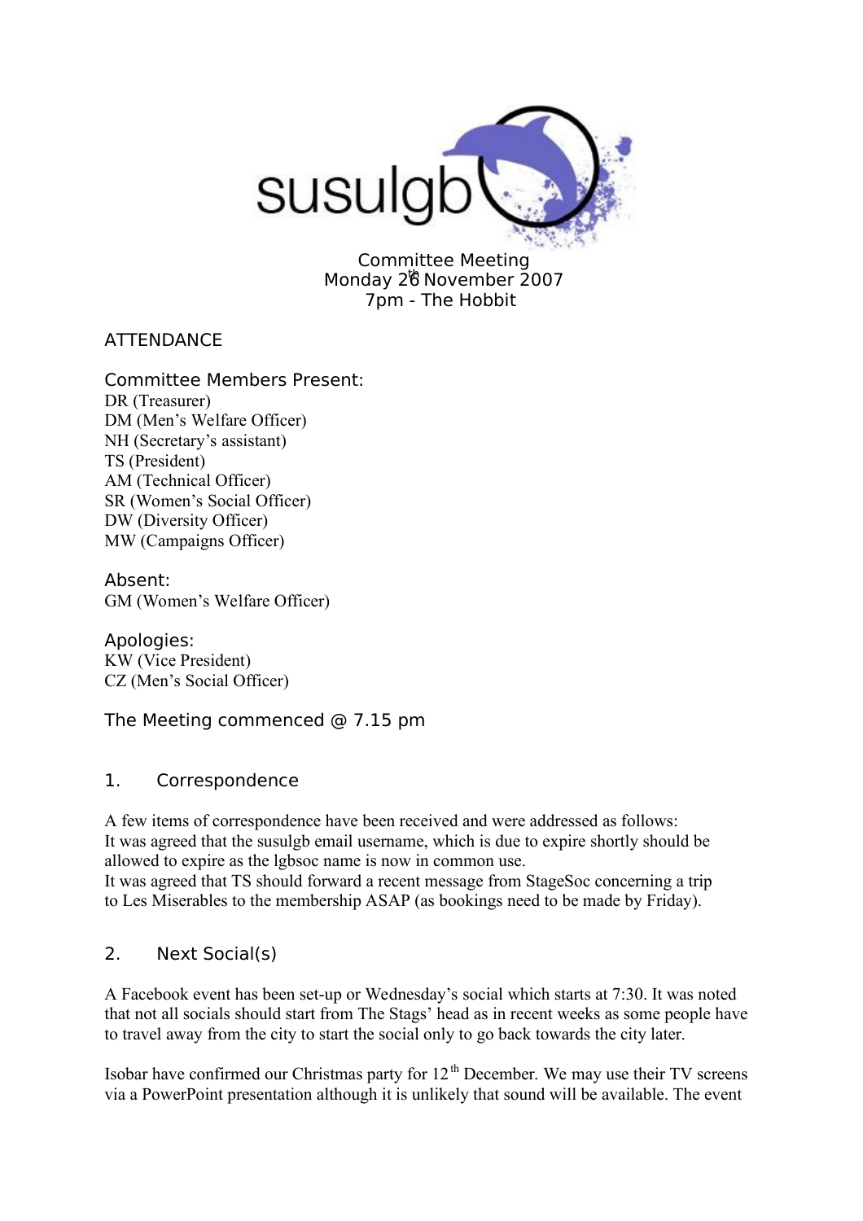susulgb

Committee Meeting
Monday 26th November 2007
7pm - The Hobbit

## ATTENDANCE

### Committee Members Present:

DR (Treasurer)
DM (Men's Welfare Officer)
NH (Secretary's assistant)
TS (President)
AM (Technical Officer)
SR (Women's Social Officer)
DW (Diversity Officer)
MW (Campaigns Officer)

### Absent:

GM (Women's Welfare Officer)

### Apologies:

KW (Vice President)
CZ (Men's Social Officer)

The Meeting commenced @ 7.15 pm

## 1. Correspondence

A few items of correspondence have been received and were addressed as follows:
It was agreed that the susulgb email username, which is due to expire shortly should be allowed to expire as the lgbsoc name is now in common use.
It was agreed that TS should forward a recent message from StageSoc concerning a trip to Les Miserables to the membership ASAP (as bookings need to be made by Friday).

## 2. Next Social(s)

A Facebook event has been set-up or Wednesday's social which starts at 7:30. It was noted that not all socials should start from The Stags' head as in recent weeks as some people have to travel away from the city to start the social only to go back towards the city later.

Isobar have confirmed our Christmas party for 12th December. We may use their TV screens via a PowerPoint presentation although it is unlikely that sound will be available. The event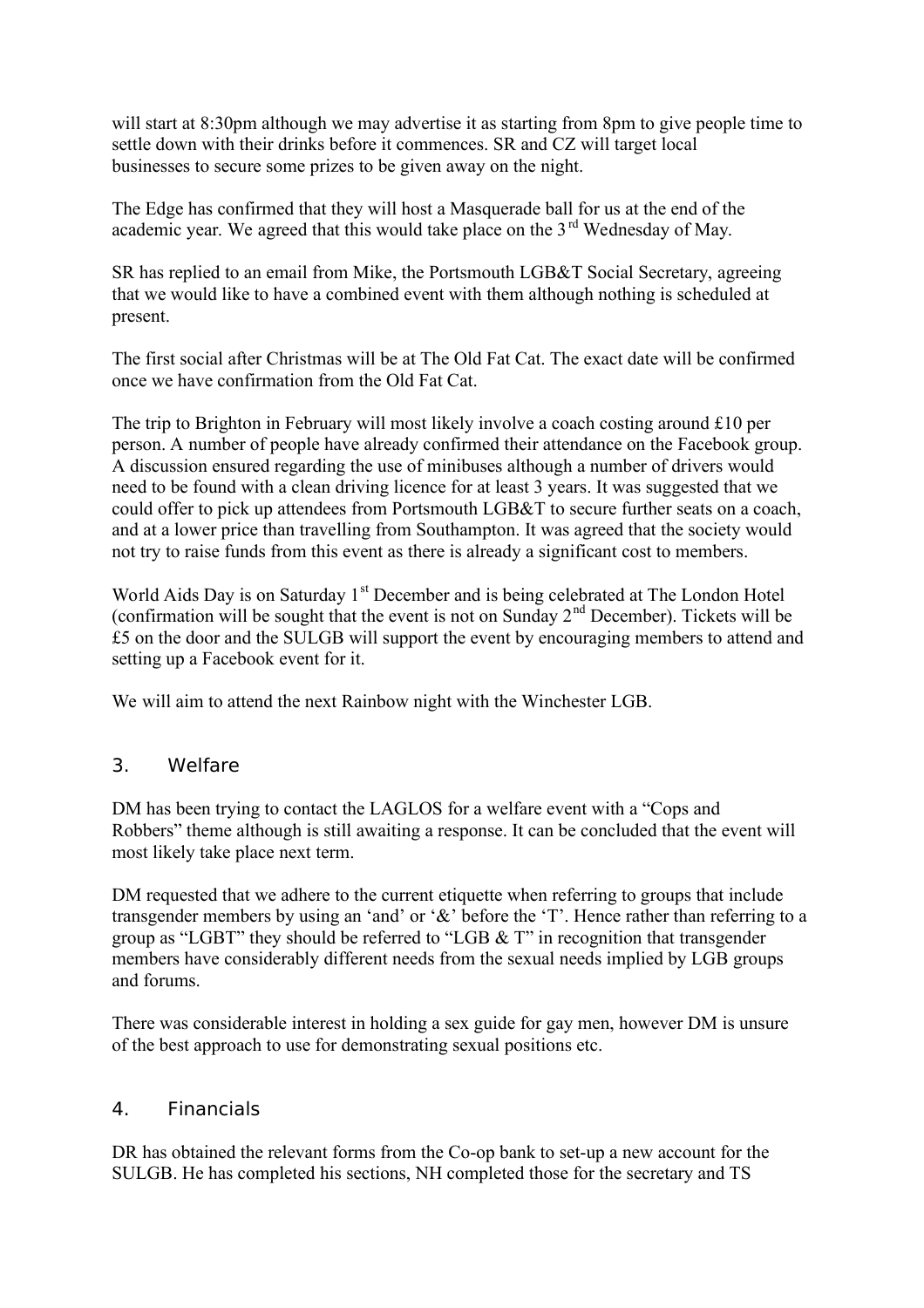will start at 8:30pm although we may advertise it as starting from 8pm to give people time to settle down with their drinks before it commences. SR and CZ will target local businesses to secure some prizes to be given away on the night.

The Edge has confirmed that they will host a Masquerade ball for us at the end of the academic year. We agreed that this would take place on the 3rd Wednesday of May.

SR has replied to an email from Mike, the Portsmouth LGB&T Social Secretary, agreeing that we would like to have a combined event with them although nothing is scheduled at present.

The first social after Christmas will be at The Old Fat Cat. The exact date will be confirmed once we have confirmation from the Old Fat Cat.

The trip to Brighton in February will most likely involve a coach costing around £10 per person. A number of people have already confirmed their attendance on the Facebook group. A discussion ensured regarding the use of minibuses although a number of drivers would need to be found with a clean driving licence for at least 3 years. It was suggested that we could offer to pick up attendees from Portsmouth LGB&T to secure further seats on a coach, and at a lower price than travelling from Southampton. It was agreed that the society would not try to raise funds from this event as there is already a significant cost to members.

World Aids Day is on Saturday 1st December and is being celebrated at The London Hotel (confirmation will be sought that the event is not on Sunday 2nd December). Tickets will be £5 on the door and the SULGB will support the event by encouraging members to attend and setting up a Facebook event for it.

We will aim to attend the next Rainbow night with the Winchester LGB.

## 3. Welfare

DM has been trying to contact the LAGLOS for a welfare event with a "Cops and Robbers" theme although is still awaiting a response. It can be concluded that the event will most likely take place next term.

DM requested that we adhere to the current etiquette when referring to groups that include transgender members by using an 'and' or '&' before the 'T'. Hence rather than referring to a group as "LGBT" they should be referred to "LGB & T" in recognition that transgender members have considerably different needs from the sexual needs implied by LGB groups and forums.

There was considerable interest in holding a sex guide for gay men, however DM is unsure of the best approach to use for demonstrating sexual positions etc.

## 4. Financials

DR has obtained the relevant forms from the Co-op bank to set-up a new account for the SULGB. He has completed his sections, NH completed those for the secretary and TS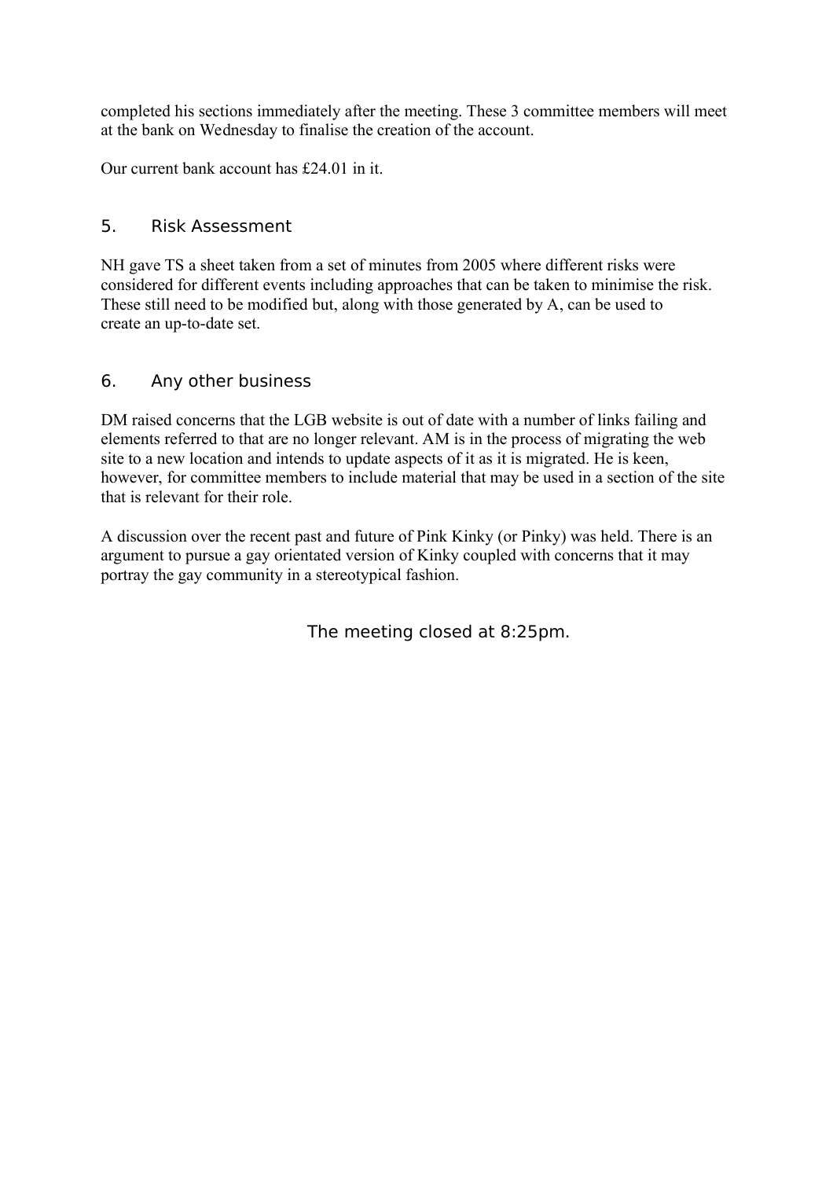completed his sections immediately after the meeting. These 3 committee members will meet at the bank on Wednesday to finalise the creation of the account.

Our current bank account has £24.01 in it.

## 5. Risk Assessment

NH gave TS a sheet taken from a set of minutes from 2005 where different risks were considered for different events including approaches that can be taken to minimise the risk. These still need to be modified but, along with those generated by A, can be used to create an up-to-date set.

## 6. Any other business

DM raised concerns that the LGB website is out of date with a number of links failing and elements referred to that are no longer relevant. AM is in the process of migrating the web site to a new location and intends to update aspects of it as it is migrated. He is keen, however, for committee members to include material that may be used in a section of the site that is relevant for their role.

A discussion over the recent past and future of Pink Kinky (or Pinky) was held. There is an argument to pursue a gay orientated version of Kinky coupled with concerns that it may portray the gay community in a stereotypical fashion.

The meeting closed at 8:25pm.